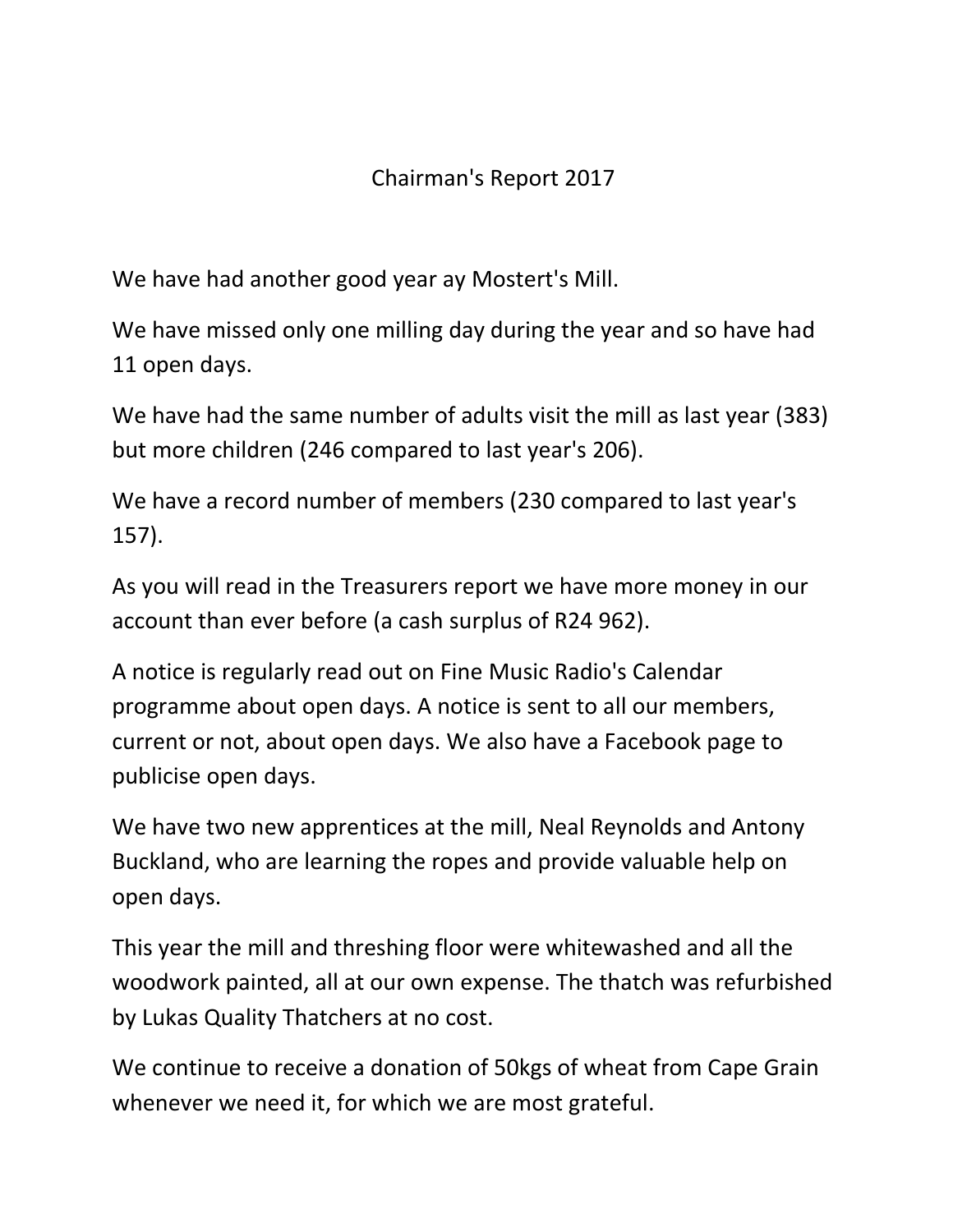# Chairman's Report 2017

We have had another good year ay Mostert's Mill.

We have missed only one milling day during the year and so have had 11 open days.

We have had the same number of adults visit the mill as last year (383) but more children (246 compared to last year's 206).

We have a record number of members (230 compared to last year's 157).

As you will read in the Treasurers report we have more money in our account than ever before (a cash surplus of R24 962).

A notice is regularly read out on Fine Music Radio's Calendar programme about open days. A notice is sent to all our members, current or not, about open days. We also have a Facebook page to publicise open days.

We have two new apprentices at the mill, Neal Reynolds and Antony Buckland, who are learning the ropes and provide valuable help on open days.

This year the mill and threshing floor were whitewashed and all the woodwork painted, all at our own expense. The thatch was refurbished by Lukas Quality Thatchers at no cost.

We continue to receive a donation of 50kgs of wheat from Cape Grain whenever we need it, for which we are most grateful.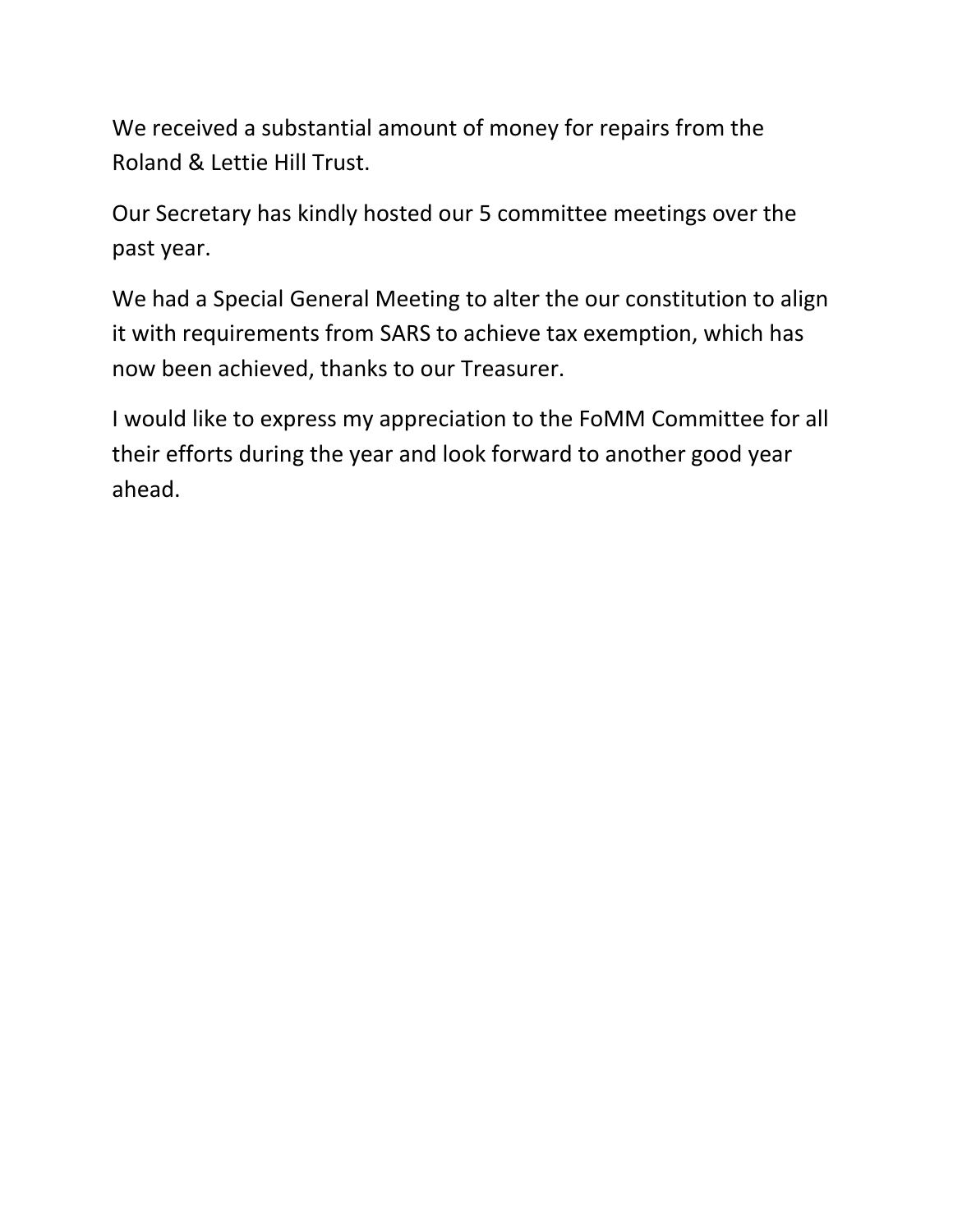We received a substantial amount of money for repairs from the Roland & Lettie Hill Trust.

Our Secretary has kindly hosted our 5 committee meetings over the past year.

We had a Special General Meeting to alter the our constitution to align it with requirements from SARS to achieve tax exemption, which has now been achieved, thanks to our Treasurer.

I would like to express my appreciation to the FoMM Committee for all their efforts during the year and look forward to another good year ahead.